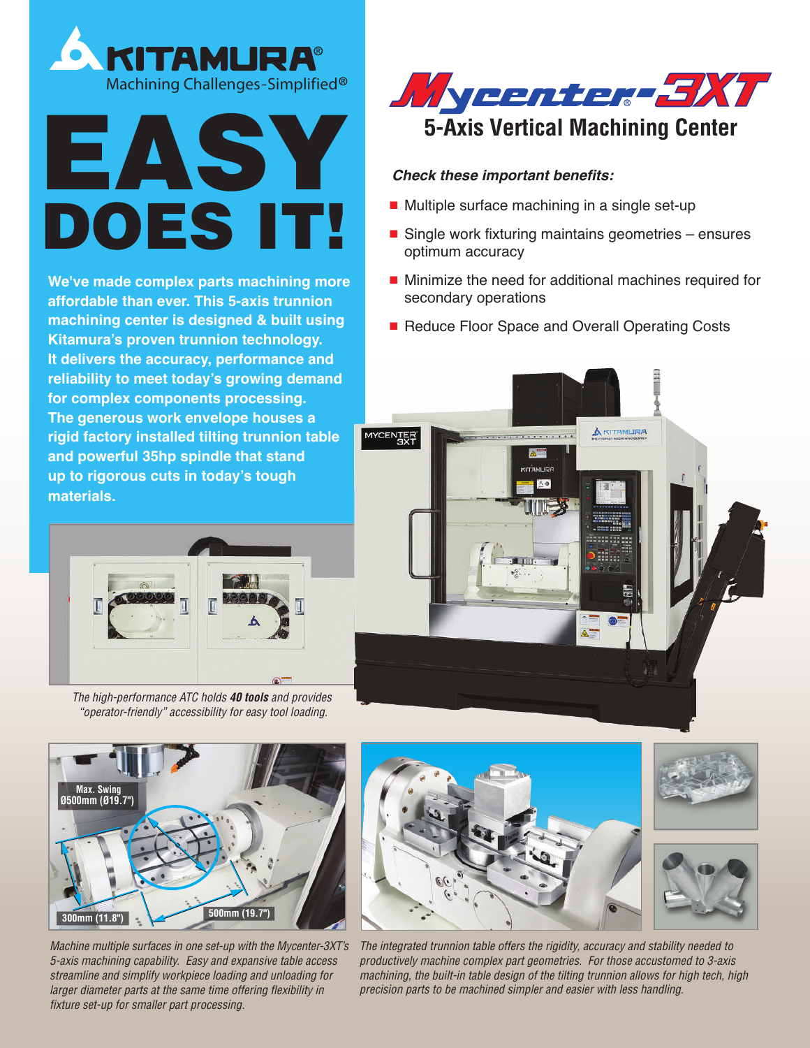KITAMURA®

Machining Challenges-Simplified®

# EASY DOES IT!

**We've made complex parts machining more affordable than ever. This 5-axis trunnion machining center is designed & built using Kitamura's proven trunnion technology. It delivers the accuracy, performance and reliability to meet today's growing demand for complex components processing. The generous work envelope houses a rigid factory installed tilting trunnion table and powerful 35hp spindle that stand up to rigorous cuts in today's tough materials.**

# Mycenter®-3XT

## 5-Axis Vertical Machining Center

***Check these important benefits:***

- Multiple surface machining in a single set-up
- Single work fixturing maintains geometries – ensures optimum accuracy
- Minimize the need for additional machines required for secondary operations
- Reduce Floor Space and Overall Operating Costs

*The high-performance ATC holds **40 tools** and provides "operator-friendly" accessibility for easy tool loading.*

Max. Swing Ø500mm (Ø19.7")

300mm (11.8")

500mm (19.7")

*Machine multiple surfaces in one set-up with the Mycenter-3XT's 5-axis machining capability. Easy and expansive table access streamline and simplify workpiece loading and unloading for larger diameter parts at the same time offering flexibility in fixture set-up for smaller part processing.*

*The integrated trunnion table offers the rigidity, accuracy and stability needed to productively machine complex part geometries. For those accustomed to 3-axis machining, the built-in table design of the tilting trunnion allows for high tech, high precision parts to be machined simpler and easier with less handling.*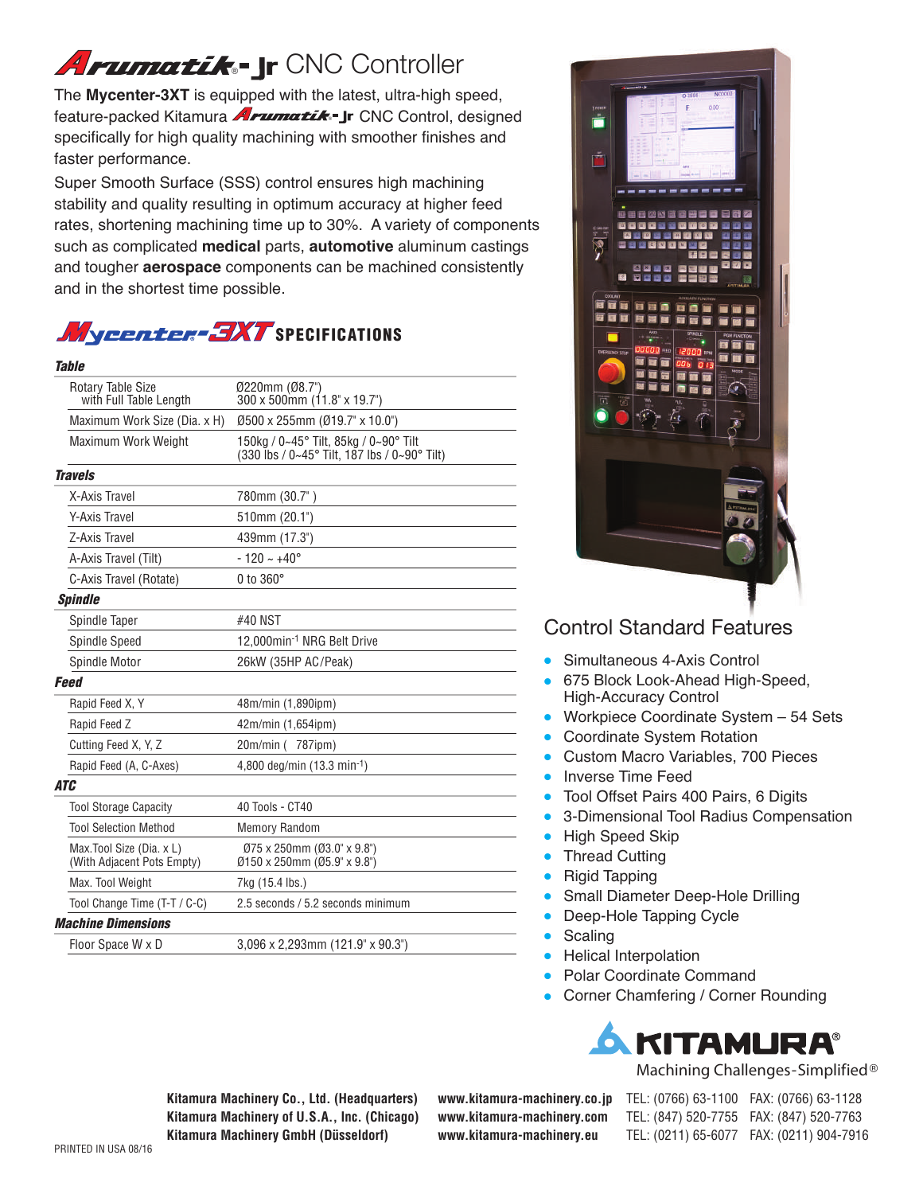# Arumatik®-Jr CNC Controller

The **Mycenter-3XT** is equipped with the latest, ultra-high speed, feature-packed Kitamura Arumatik-Jr CNC Control, designed specifically for high quality machining with smoother finishes and faster performance.

Super Smooth Surface (SSS) control ensures high machining stability and quality resulting in optimum accuracy at higher feed rates, shortening machining time up to 30%. A variety of components such as complicated **medical** parts, **automotive** aluminum castings and tougher **aerospace** components can be machined consistently and in the shortest time possible.

## Mycenter-3XT SPECIFICATIONS

| | |
|---|---|
| ***Table*** | |
| Rotary Table Size with Full Table Length | Ø220mm (Ø8.7") 300 x 500mm (11.8" x 19.7") |
| Maximum Work Size (Dia. x H) | Ø500 x 255mm (Ø19.7" x 10.0") |
| Maximum Work Weight | 150kg / 0~45° Tilt, 85kg / 0~90° Tilt (330 lbs / 0~45° Tilt, 187 lbs / 0~90° Tilt) |
| ***Travels*** | |
| X-Axis Travel | 780mm (30.7" ) |
| Y-Axis Travel | 510mm (20.1") |
| Z-Axis Travel | 439mm (17.3") |
| A-Axis Travel (Tilt) | - 120 ~ +40° |
| C-Axis Travel (Rotate) | 0 to 360° |
| ***Spindle*** | |
| Spindle Taper | #40 NST |
| Spindle Speed | 12,000min$^{-1}$ NRG Belt Drive |
| Spindle Motor | 26kW (35HP AC/Peak) |
| ***Feed*** | |
| Rapid Feed X, Y | 48m/min (1,890ipm) |
| Rapid Feed Z | 42m/min (1,654ipm) |
| Cutting Feed X, Y, Z | 20m/min ( 787ipm) |
| Rapid Feed (A, C-Axes) | 4,800 deg/min (13.3 min$^{-1}$) |
| ***ATC*** | |
| Tool Storage Capacity | 40 Tools - CT40 |
| Tool Selection Method | Memory Random |
| Max.Tool Size (Dia. x L) (With Adjacent Pots Empty) | Ø75 x 250mm (Ø3.0" x 9.8") Ø150 x 250mm (Ø5.9" x 9.8") |
| Max. Tool Weight | 7kg (15.4 lbs.) |
| Tool Change Time (T-T / C-C) | 2.5 seconds / 5.2 seconds minimum |
| ***Machine Dimensions*** | |
| Floor Space W x D | 3,096 x 2,293mm (121.9" x 90.3") |

## Control Standard Features

- Simultaneous 4-Axis Control
- 675 Block Look-Ahead High-Speed, High-Accuracy Control
- Workpiece Coordinate System – 54 Sets
- Coordinate System Rotation
- Custom Macro Variables, 700 Pieces
- Inverse Time Feed
- Tool Offset Pairs 400 Pairs, 6 Digits
- 3-Dimensional Tool Radius Compensation
- High Speed Skip
- Thread Cutting
- Rigid Tapping
- Small Diameter Deep-Hole Drilling
- Deep-Hole Tapping Cycle
- Scaling
- Helical Interpolation
- Polar Coordinate Command
- Corner Chamfering / Corner Rounding

KITAMURA®
Machining Challenges-Simplified®

| | | | |
|---|---|---|---|
| **Kitamura Machinery Co., Ltd. (Headquarters)** | **www.kitamura-machinery.co.jp** | TEL: (0766) 63-1100 | FAX: (0766) 63-1128 |
| **Kitamura Machinery of U.S.A., Inc. (Chicago)** | **www.kitamura-machinery.com** | TEL: (847) 520-7755 | FAX: (847) 520-7763 |
| **Kitamura Machinery GmbH (Düsseldorf)** | **www.kitamura-machinery.eu** | TEL: (0211) 65-6077 | FAX: (0211) 904-7916 |

PRINTED IN USA 08/16